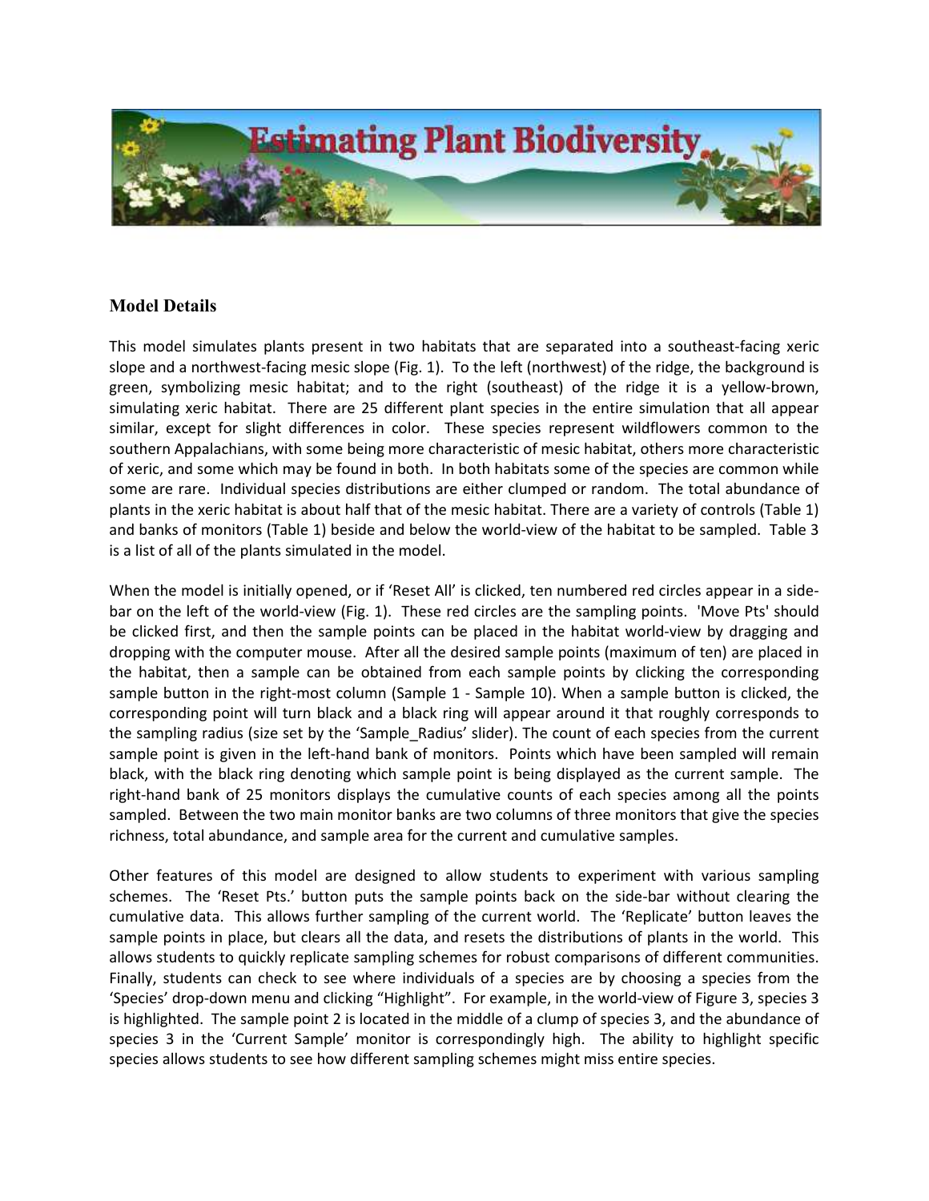# Estimating Plant Biodiversity

## Model Details

This model simulates plants present in two habitats that are separated into a southeast-facing xeric slope and a northwest-facing mesic slope (Fig. 1). To the left (northwest) of the ridge, the background is green, symbolizing mesic habitat; and to the right (southeast) of the ridge it is a yellow-brown, simulating xeric habitat. There are 25 different plant species in the entire simulation that all appear similar, except for slight differences in color. These species represent wildflowers common to the southern Appalachians, with some being more characteristic of mesic habitat, others more characteristic of xeric, and some which may be found in both. In both habitats some of the species are common while some are rare. Individual species distributions are either clumped or random. The total abundance of plants in the xeric habitat is about half that of the mesic habitat. There are a variety of controls (Table 1) and banks of monitors (Table 1) beside and below the world-view of the habitat to be sampled. Table 3 is a list of all of the plants simulated in the model.

When the model is initially opened, or if 'Reset All' is clicked, ten numbered red circles appear in a side-bar on the left of the world-view (Fig. 1). These red circles are the sampling points. 'Move Pts' should be clicked first, and then the sample points can be placed in the habitat world-view by dragging and dropping with the computer mouse. After all the desired sample points (maximum of ten) are placed in the habitat, then a sample can be obtained from each sample points by clicking the corresponding sample button in the right-most column (Sample 1 - Sample 10). When a sample button is clicked, the corresponding point will turn black and a black ring will appear around it that roughly corresponds to the sampling radius (size set by the 'Sample_Radius' slider). The count of each species from the current sample point is given in the left-hand bank of monitors. Points which have been sampled will remain black, with the black ring denoting which sample point is being displayed as the current sample. The right-hand bank of 25 monitors displays the cumulative counts of each species among all the points sampled. Between the two main monitor banks are two columns of three monitors that give the species richness, total abundance, and sample area for the current and cumulative samples.

Other features of this model are designed to allow students to experiment with various sampling schemes. The 'Reset Pts.' button puts the sample points back on the side-bar without clearing the cumulative data. This allows further sampling of the current world. The 'Replicate' button leaves the sample points in place, but clears all the data, and resets the distributions of plants in the world. This allows students to quickly replicate sampling schemes for robust comparisons of different communities. Finally, students can check to see where individuals of a species are by choosing a species from the 'Species' drop-down menu and clicking "Highlight". For example, in the world-view of Figure 3, species 3 is highlighted. The sample point 2 is located in the middle of a clump of species 3, and the abundance of species 3 in the 'Current Sample' monitor is correspondingly high. The ability to highlight specific species allows students to see how different sampling schemes might miss entire species.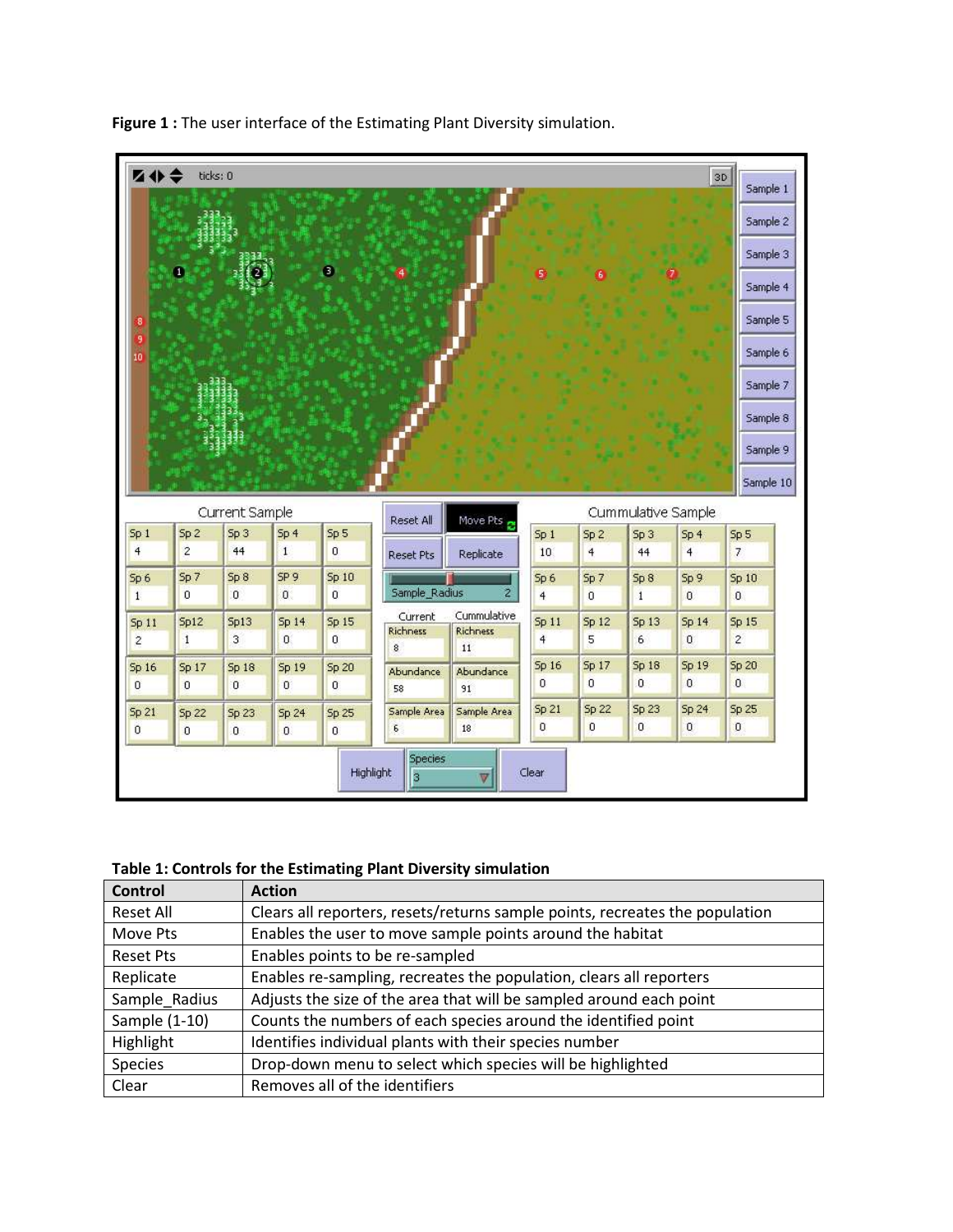**Figure 1 :** The user interface of the Estimating Plant Diversity simulation.

**Table 1: Controls for the Estimating Plant Diversity simulation**

| Control | Action |
|---|---|
| Reset All | Clears all reporters, resets/returns sample points, recreates the population |
| Move Pts | Enables the user to move sample points around the habitat |
| Reset Pts | Enables points to be re-sampled |
| Replicate | Enables re-sampling, recreates the population, clears all reporters |
| Sample_Radius | Adjusts the size of the area that will be sampled around each point |
| Sample (1-10) | Counts the numbers of each species around the identified point |
| Highlight | Identifies individual plants with their species number |
| Species | Drop-down menu to select which species will be highlighted |
| Clear | Removes all of the identifiers |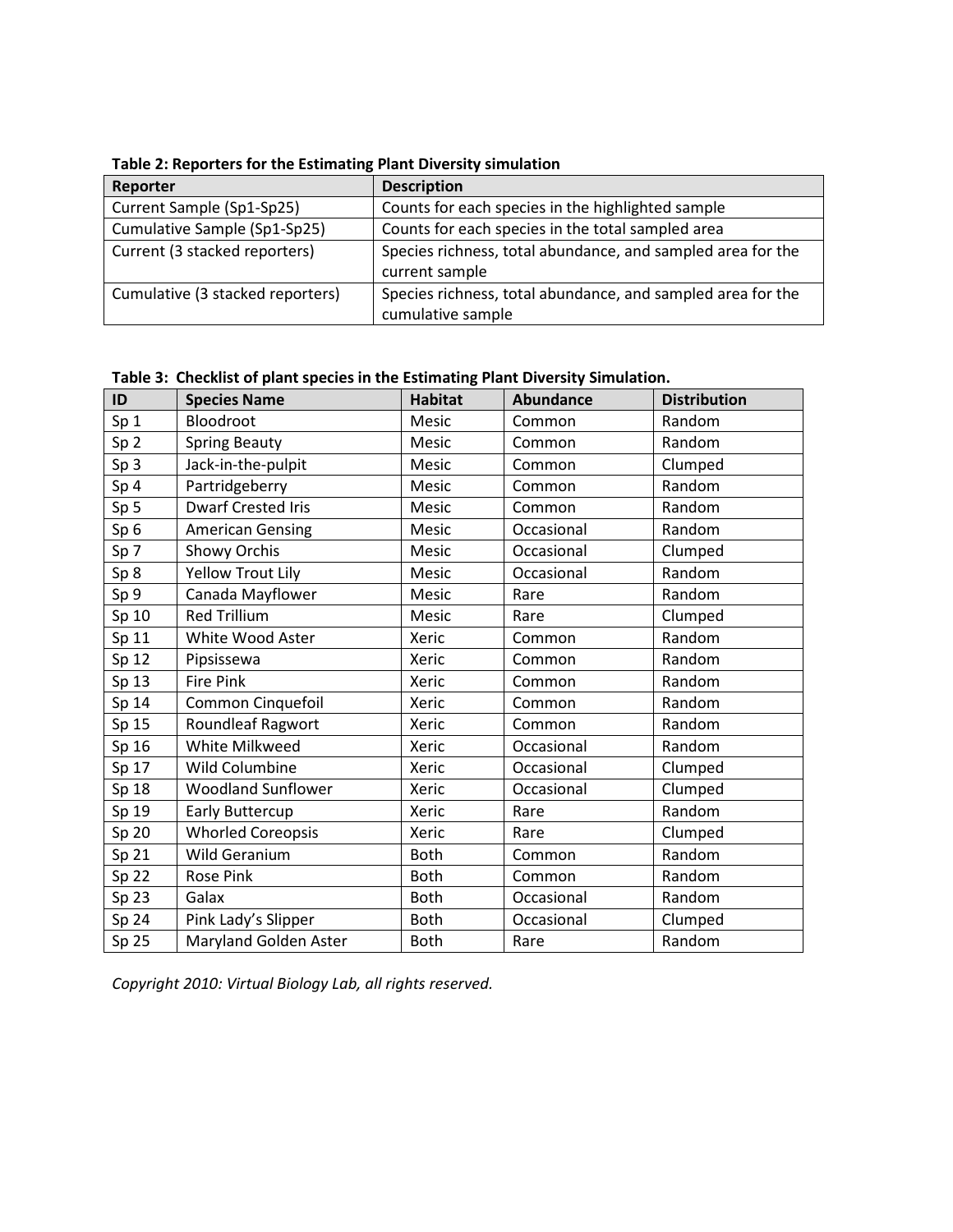**Table 2: Reporters for the Estimating Plant Diversity simulation**

| Reporter | Description |
|---|---|
| Current Sample (Sp1-Sp25) | Counts for each species in the highlighted sample |
| Cumulative Sample (Sp1-Sp25) | Counts for each species in the total sampled area |
| Current (3 stacked reporters) | Species richness, total abundance, and sampled area for the current sample |
| Cumulative (3 stacked reporters) | Species richness, total abundance, and sampled area for the cumulative sample |

**Table 3: Checklist of plant species in the Estimating Plant Diversity Simulation.**

| ID | Species Name | Habitat | Abundance | Distribution |
|---|---|---|---|---|
| Sp 1 | Bloodroot | Mesic | Common | Random |
| Sp 2 | Spring Beauty | Mesic | Common | Random |
| Sp 3 | Jack-in-the-pulpit | Mesic | Common | Clumped |
| Sp 4 | Partridgeberry | Mesic | Common | Random |
| Sp 5 | Dwarf Crested Iris | Mesic | Common | Random |
| Sp 6 | American Gensing | Mesic | Occasional | Random |
| Sp 7 | Showy Orchis | Mesic | Occasional | Clumped |
| Sp 8 | Yellow Trout Lily | Mesic | Occasional | Random |
| Sp 9 | Canada Mayflower | Mesic | Rare | Random |
| Sp 10 | Red Trillium | Mesic | Rare | Clumped |
| Sp 11 | White Wood Aster | Xeric | Common | Random |
| Sp 12 | Pipsissewa | Xeric | Common | Random |
| Sp 13 | Fire Pink | Xeric | Common | Random |
| Sp 14 | Common Cinquefoil | Xeric | Common | Random |
| Sp 15 | Roundleaf Ragwort | Xeric | Common | Random |
| Sp 16 | White Milkweed | Xeric | Occasional | Random |
| Sp 17 | Wild Columbine | Xeric | Occasional | Clumped |
| Sp 18 | Woodland Sunflower | Xeric | Occasional | Clumped |
| Sp 19 | Early Buttercup | Xeric | Rare | Random |
| Sp 20 | Whorled Coreopsis | Xeric | Rare | Clumped |
| Sp 21 | Wild Geranium | Both | Common | Random |
| Sp 22 | Rose Pink | Both | Common | Random |
| Sp 23 | Galax | Both | Occasional | Random |
| Sp 24 | Pink Lady's Slipper | Both | Occasional | Clumped |
| Sp 25 | Maryland Golden Aster | Both | Rare | Random |

*Copyright 2010: Virtual Biology Lab, all rights reserved.*